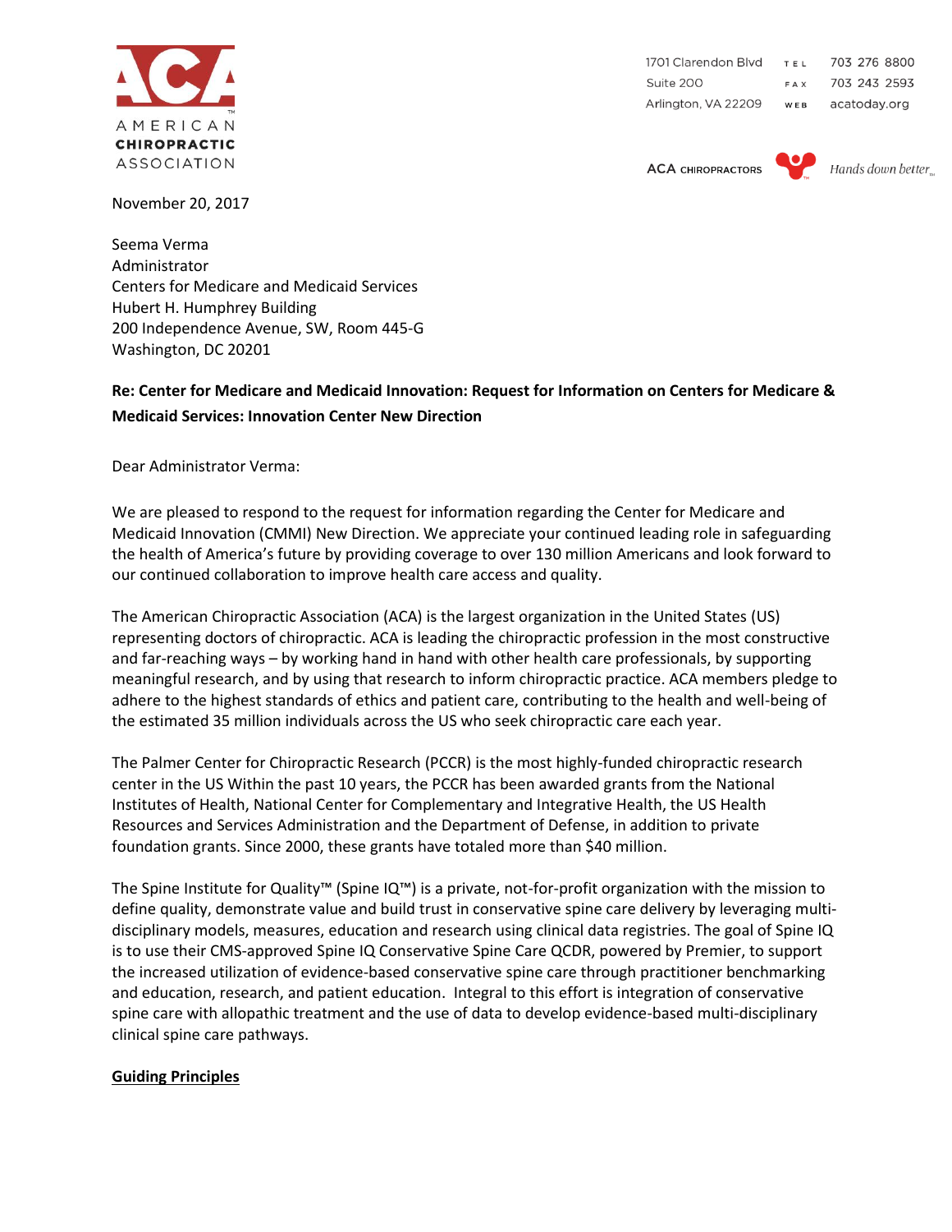AMERICAN
**CHIROPRACTIC**
ASSOCIATION

1701 Clarendon Blvd
Suite 200
Arlington, VA 22209

TEL 703 276 8800
FAX 703 243 2593
WEB acatoday.org

ACA CHIROPRACTORS *Hands down better*

November 20, 2017

Seema Verma
Administrator
Centers for Medicare and Medicaid Services
Hubert H. Humphrey Building
200 Independence Avenue, SW, Room 445-G
Washington, DC 20201

**Re: Center for Medicare and Medicaid Innovation: Request for Information on Centers for Medicare & Medicaid Services: Innovation Center New Direction**

Dear Administrator Verma:

We are pleased to respond to the request for information regarding the Center for Medicare and Medicaid Innovation (CMMI) New Direction. We appreciate your continued leading role in safeguarding the health of America's future by providing coverage to over 130 million Americans and look forward to our continued collaboration to improve health care access and quality.

The American Chiropractic Association (ACA) is the largest organization in the United States (US) representing doctors of chiropractic. ACA is leading the chiropractic profession in the most constructive and far-reaching ways – by working hand in hand with other health care professionals, by supporting meaningful research, and by using that research to inform chiropractic practice. ACA members pledge to adhere to the highest standards of ethics and patient care, contributing to the health and well-being of the estimated 35 million individuals across the US who seek chiropractic care each year.

The Palmer Center for Chiropractic Research (PCCR) is the most highly-funded chiropractic research center in the US Within the past 10 years, the PCCR has been awarded grants from the National Institutes of Health, National Center for Complementary and Integrative Health, the US Health Resources and Services Administration and the Department of Defense, in addition to private foundation grants. Since 2000, these grants have totaled more than $40 million.

The Spine Institute for Quality™ (Spine IQ™) is a private, not-for-profit organization with the mission to define quality, demonstrate value and build trust in conservative spine care delivery by leveraging multi-disciplinary models, measures, education and research using clinical data registries. The goal of Spine IQ is to use their CMS-approved Spine IQ Conservative Spine Care QCDR, powered by Premier, to support the increased utilization of evidence-based conservative spine care through practitioner benchmarking and education, research, and patient education. Integral to this effort is integration of conservative spine care with allopathic treatment and the use of data to develop evidence-based multi-disciplinary clinical spine care pathways.

**Guiding Principles**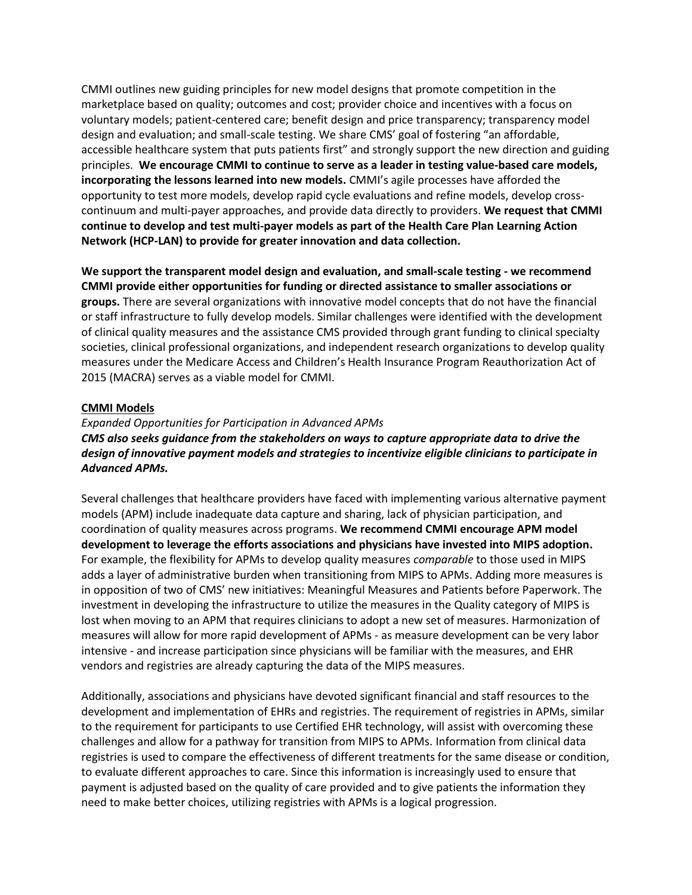CMMI outlines new guiding principles for new model designs that promote competition in the marketplace based on quality; outcomes and cost; provider choice and incentives with a focus on voluntary models; patient-centered care; benefit design and price transparency; transparency model design and evaluation; and small-scale testing. We share CMS' goal of fostering "an affordable, accessible healthcare system that puts patients first" and strongly support the new direction and guiding principles. **We encourage CMMI to continue to serve as a leader in testing value-based care models, incorporating the lessons learned into new models.** CMMI's agile processes have afforded the opportunity to test more models, develop rapid cycle evaluations and refine models, develop cross-continuum and multi-payer approaches, and provide data directly to providers. **We request that CMMI continue to develop and test multi-payer models as part of the Health Care Plan Learning Action Network (HCP-LAN) to provide for greater innovation and data collection.**

**We support the transparent model design and evaluation, and small-scale testing - we recommend CMMI provide either opportunities for funding or directed assistance to smaller associations or groups.** There are several organizations with innovative model concepts that do not have the financial or staff infrastructure to fully develop models. Similar challenges were identified with the development of clinical quality measures and the assistance CMS provided through grant funding to clinical specialty societies, clinical professional organizations, and independent research organizations to develop quality measures under the Medicare Access and Children's Health Insurance Program Reauthorization Act of 2015 (MACRA) serves as a viable model for CMMI.

## CMMI Models

*Expanded Opportunities for Participation in Advanced APMs*

***CMS also seeks guidance from the stakeholders on ways to capture appropriate data to drive the design of innovative payment models and strategies to incentivize eligible clinicians to participate in Advanced APMs.***

Several challenges that healthcare providers have faced with implementing various alternative payment models (APM) include inadequate data capture and sharing, lack of physician participation, and coordination of quality measures across programs. **We recommend CMMI encourage APM model development to leverage the efforts associations and physicians have invested into MIPS adoption.** For example, the flexibility for APMs to develop quality measures *comparable* to those used in MIPS adds a layer of administrative burden when transitioning from MIPS to APMs. Adding more measures is in opposition of two of CMS' new initiatives: Meaningful Measures and Patients before Paperwork. The investment in developing the infrastructure to utilize the measures in the Quality category of MIPS is lost when moving to an APM that requires clinicians to adopt a new set of measures. Harmonization of measures will allow for more rapid development of APMs - as measure development can be very labor intensive - and increase participation since physicians will be familiar with the measures, and EHR vendors and registries are already capturing the data of the MIPS measures.

Additionally, associations and physicians have devoted significant financial and staff resources to the development and implementation of EHRs and registries. The requirement of registries in APMs, similar to the requirement for participants to use Certified EHR technology, will assist with overcoming these challenges and allow for a pathway for transition from MIPS to APMs. Information from clinical data registries is used to compare the effectiveness of different treatments for the same disease or condition, to evaluate different approaches to care. Since this information is increasingly used to ensure that payment is adjusted based on the quality of care provided and to give patients the information they need to make better choices, utilizing registries with APMs is a logical progression.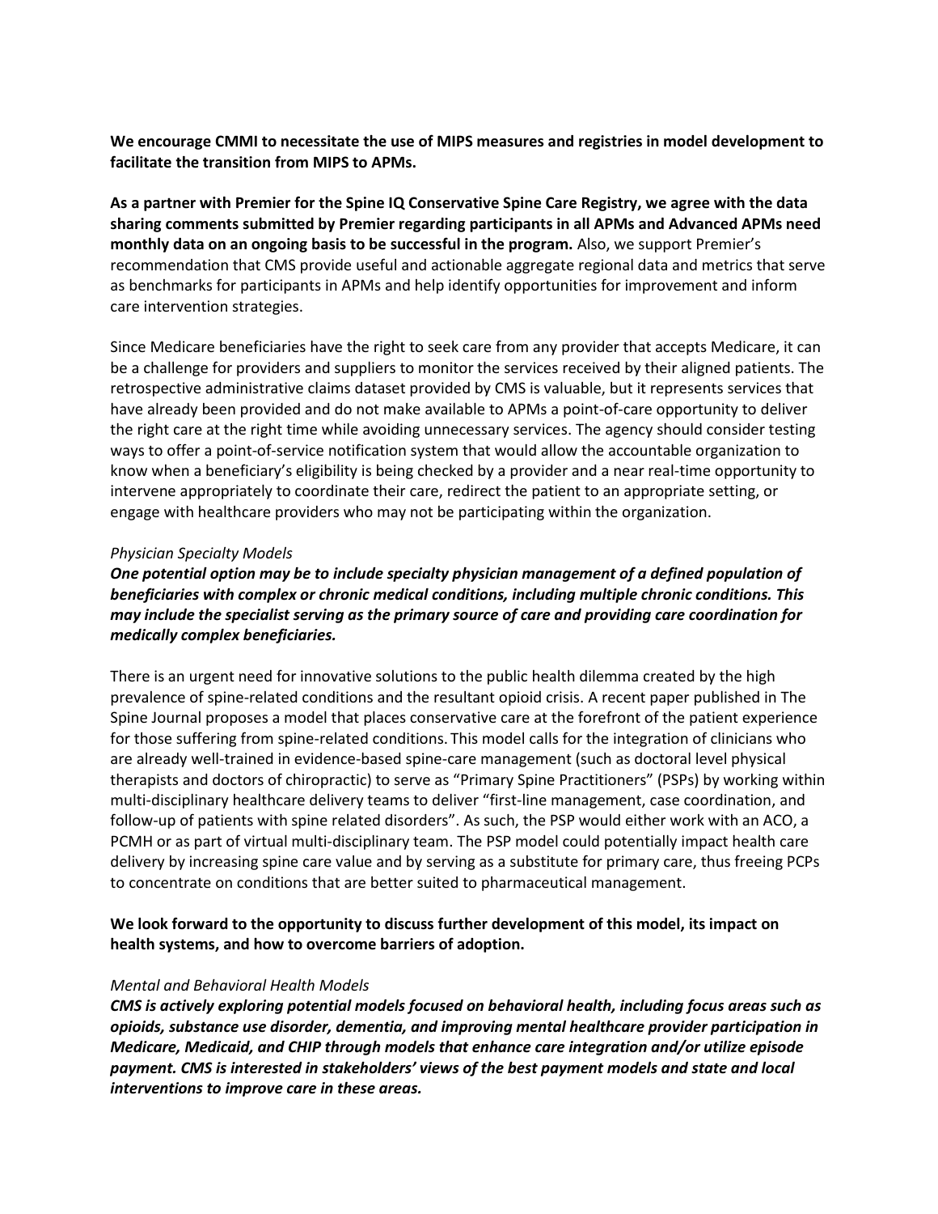**We encourage CMMI to necessitate the use of MIPS measures and registries in model development to facilitate the transition from MIPS to APMs.**

**As a partner with Premier for the Spine IQ Conservative Spine Care Registry, we agree with the data sharing comments submitted by Premier regarding participants in all APMs and Advanced APMs need monthly data on an ongoing basis to be successful in the program.** Also, we support Premier's recommendation that CMS provide useful and actionable aggregate regional data and metrics that serve as benchmarks for participants in APMs and help identify opportunities for improvement and inform care intervention strategies.

Since Medicare beneficiaries have the right to seek care from any provider that accepts Medicare, it can be a challenge for providers and suppliers to monitor the services received by their aligned patients. The retrospective administrative claims dataset provided by CMS is valuable, but it represents services that have already been provided and do not make available to APMs a point-of-care opportunity to deliver the right care at the right time while avoiding unnecessary services. The agency should consider testing ways to offer a point-of-service notification system that would allow the accountable organization to know when a beneficiary's eligibility is being checked by a provider and a near real-time opportunity to intervene appropriately to coordinate their care, redirect the patient to an appropriate setting, or engage with healthcare providers who may not be participating within the organization.

*Physician Specialty Models*

***One potential option may be to include specialty physician management of a defined population of beneficiaries with complex or chronic medical conditions, including multiple chronic conditions. This may include the specialist serving as the primary source of care and providing care coordination for medically complex beneficiaries.***

There is an urgent need for innovative solutions to the public health dilemma created by the high prevalence of spine-related conditions and the resultant opioid crisis. A recent paper published in The Spine Journal proposes a model that places conservative care at the forefront of the patient experience for those suffering from spine-related conditions. This model calls for the integration of clinicians who are already well-trained in evidence-based spine-care management (such as doctoral level physical therapists and doctors of chiropractic) to serve as "Primary Spine Practitioners" (PSPs) by working within multi-disciplinary healthcare delivery teams to deliver "first-line management, case coordination, and follow-up of patients with spine related disorders". As such, the PSP would either work with an ACO, a PCMH or as part of virtual multi-disciplinary team. The PSP model could potentially impact health care delivery by increasing spine care value and by serving as a substitute for primary care, thus freeing PCPs to concentrate on conditions that are better suited to pharmaceutical management.

**We look forward to the opportunity to discuss further development of this model, its impact on health systems, and how to overcome barriers of adoption.**

*Mental and Behavioral Health Models*

***CMS is actively exploring potential models focused on behavioral health, including focus areas such as opioids, substance use disorder, dementia, and improving mental healthcare provider participation in Medicare, Medicaid, and CHIP through models that enhance care integration and/or utilize episode payment. CMS is interested in stakeholders' views of the best payment models and state and local interventions to improve care in these areas.***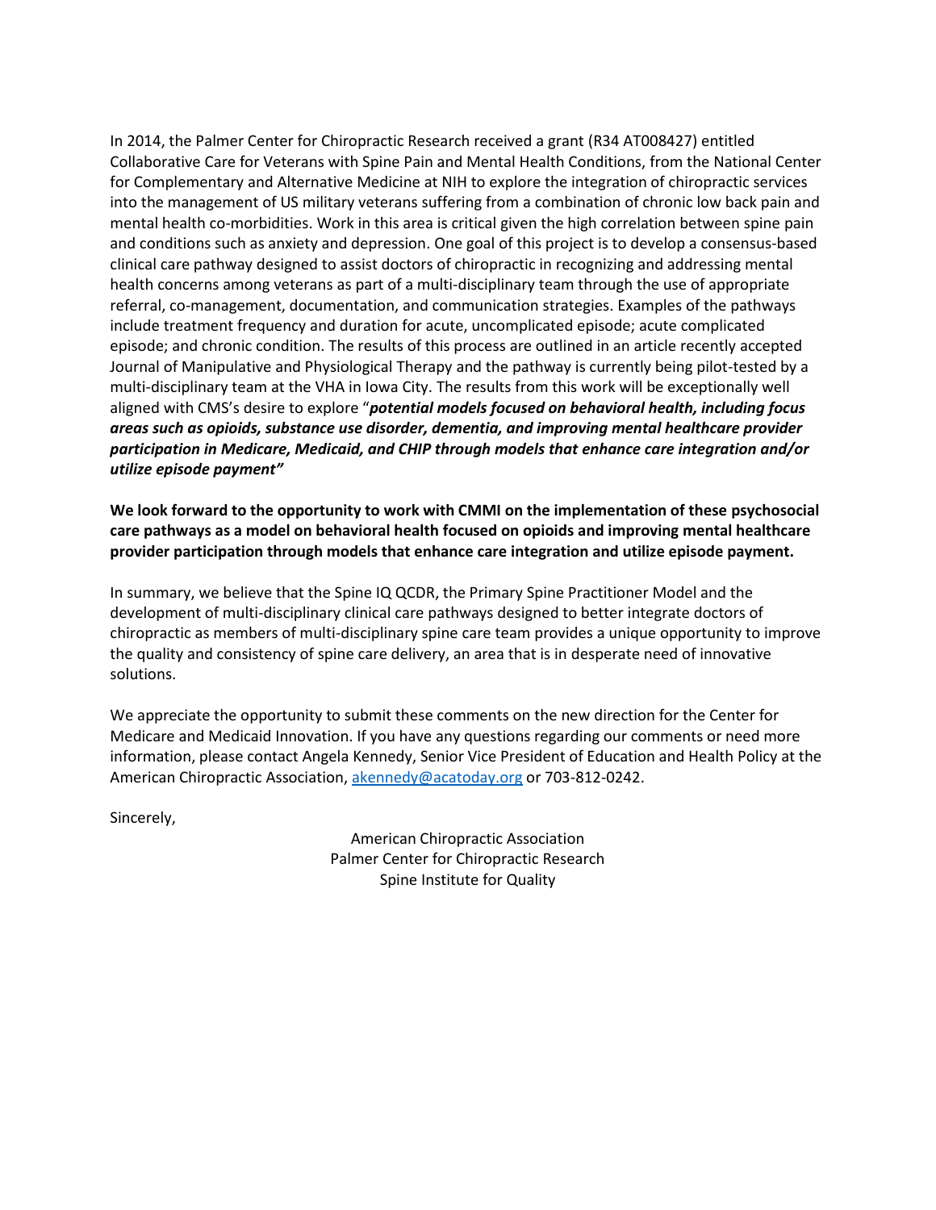In 2014, the Palmer Center for Chiropractic Research received a grant (R34 AT008427) entitled Collaborative Care for Veterans with Spine Pain and Mental Health Conditions, from the National Center for Complementary and Alternative Medicine at NIH to explore the integration of chiropractic services into the management of US military veterans suffering from a combination of chronic low back pain and mental health co-morbidities. Work in this area is critical given the high correlation between spine pain and conditions such as anxiety and depression. One goal of this project is to develop a consensus-based clinical care pathway designed to assist doctors of chiropractic in recognizing and addressing mental health concerns among veterans as part of a multi-disciplinary team through the use of appropriate referral, co-management, documentation, and communication strategies. Examples of the pathways include treatment frequency and duration for acute, uncomplicated episode; acute complicated episode; and chronic condition. The results of this process are outlined in an article recently accepted Journal of Manipulative and Physiological Therapy and the pathway is currently being pilot-tested by a multi-disciplinary team at the VHA in Iowa City. The results from this work will be exceptionally well aligned with CMS's desire to explore "***potential models focused on behavioral health, including focus areas such as opioids, substance use disorder, dementia, and improving mental healthcare provider participation in Medicare, Medicaid, and CHIP through models that enhance care integration and/or utilize episode payment"***

**We look forward to the opportunity to work with CMMI on the implementation of these psychosocial care pathways as a model on behavioral health focused on opioids and improving mental healthcare provider participation through models that enhance care integration and utilize episode payment.**

In summary, we believe that the Spine IQ QCDR, the Primary Spine Practitioner Model and the development of multi-disciplinary clinical care pathways designed to better integrate doctors of chiropractic as members of multi-disciplinary spine care team provides a unique opportunity to improve the quality and consistency of spine care delivery, an area that is in desperate need of innovative solutions.

We appreciate the opportunity to submit these comments on the new direction for the Center for Medicare and Medicaid Innovation. If you have any questions regarding our comments or need more information, please contact Angela Kennedy, Senior Vice President of Education and Health Policy at the American Chiropractic Association, akennedy@acatoday.org or 703-812-0242.

Sincerely,

American Chiropractic Association
Palmer Center for Chiropractic Research
Spine Institute for Quality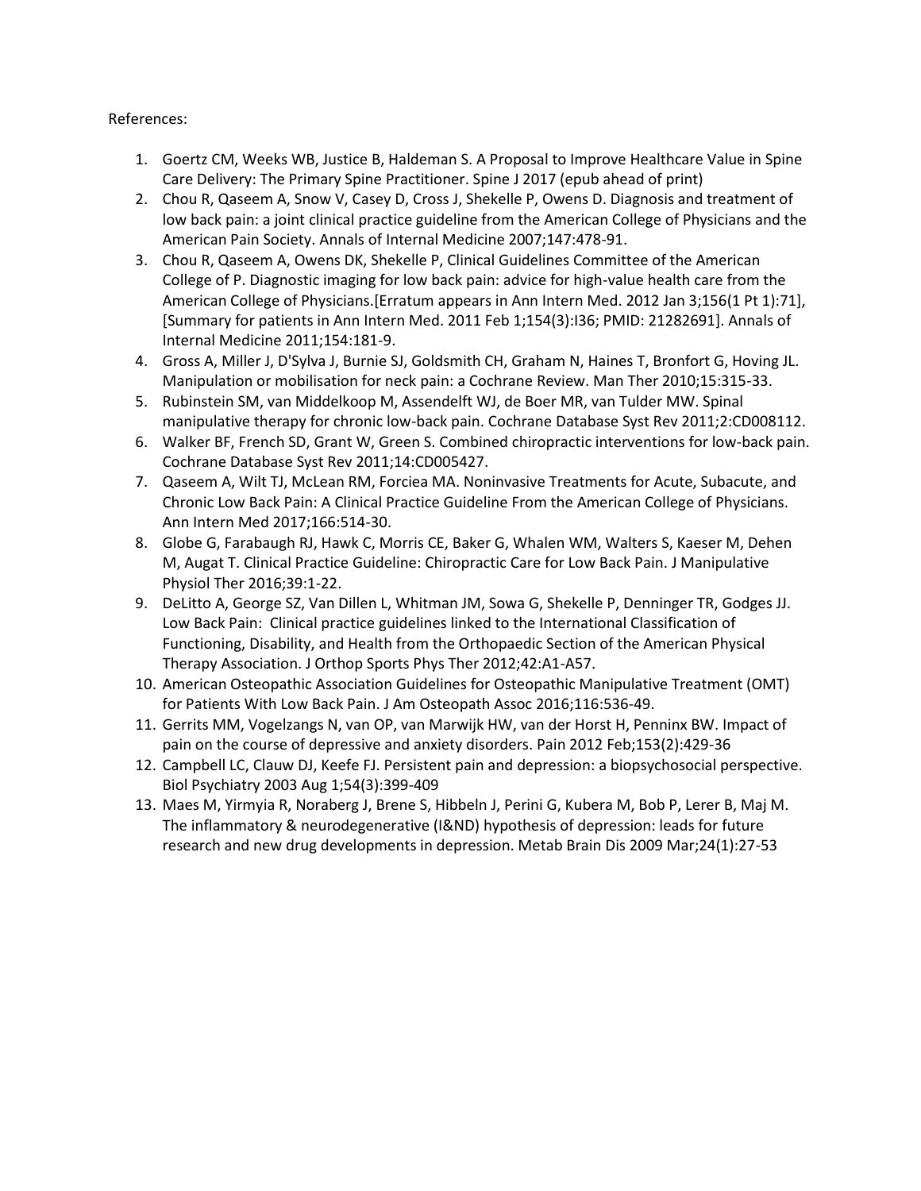References:

1. Goertz CM, Weeks WB, Justice B, Haldeman S. A Proposal to Improve Healthcare Value in Spine Care Delivery: The Primary Spine Practitioner. Spine J 2017 (epub ahead of print)
2. Chou R, Qaseem A, Snow V, Casey D, Cross J, Shekelle P, Owens D. Diagnosis and treatment of low back pain: a joint clinical practice guideline from the American College of Physicians and the American Pain Society. Annals of Internal Medicine 2007;147:478-91.
3. Chou R, Qaseem A, Owens DK, Shekelle P, Clinical Guidelines Committee of the American College of P. Diagnostic imaging for low back pain: advice for high-value health care from the American College of Physicians.[Erratum appears in Ann Intern Med. 2012 Jan 3;156(1 Pt 1):71], [Summary for patients in Ann Intern Med. 2011 Feb 1;154(3):I36; PMID: 21282691]. Annals of Internal Medicine 2011;154:181-9.
4. Gross A, Miller J, D'Sylva J, Burnie SJ, Goldsmith CH, Graham N, Haines T, Bronfort G, Hoving JL. Manipulation or mobilisation for neck pain: a Cochrane Review. Man Ther 2010;15:315-33.
5. Rubinstein SM, van Middelkoop M, Assendelft WJ, de Boer MR, van Tulder MW. Spinal manipulative therapy for chronic low-back pain. Cochrane Database Syst Rev 2011;2:CD008112.
6. Walker BF, French SD, Grant W, Green S. Combined chiropractic interventions for low-back pain. Cochrane Database Syst Rev 2011;14:CD005427.
7. Qaseem A, Wilt TJ, McLean RM, Forciea MA. Noninvasive Treatments for Acute, Subacute, and Chronic Low Back Pain: A Clinical Practice Guideline From the American College of Physicians. Ann Intern Med 2017;166:514-30.
8. Globe G, Farabaugh RJ, Hawk C, Morris CE, Baker G, Whalen WM, Walters S, Kaeser M, Dehen M, Augat T. Clinical Practice Guideline: Chiropractic Care for Low Back Pain. J Manipulative Physiol Ther 2016;39:1-22.
9. DeLitto A, George SZ, Van Dillen L, Whitman JM, Sowa G, Shekelle P, Denninger TR, Godges JJ. Low Back Pain: Clinical practice guidelines linked to the International Classification of Functioning, Disability, and Health from the Orthopaedic Section of the American Physical Therapy Association. J Orthop Sports Phys Ther 2012;42:A1-A57.
10. American Osteopathic Association Guidelines for Osteopathic Manipulative Treatment (OMT) for Patients With Low Back Pain. J Am Osteopath Assoc 2016;116:536-49.
11. Gerrits MM, Vogelzangs N, van OP, van Marwijk HW, van der Horst H, Penninx BW. Impact of pain on the course of depressive and anxiety disorders. Pain 2012 Feb;153(2):429-36
12. Campbell LC, Clauw DJ, Keefe FJ. Persistent pain and depression: a biopsychosocial perspective. Biol Psychiatry 2003 Aug 1;54(3):399-409
13. Maes M, Yirmyia R, Noraberg J, Brene S, Hibbeln J, Perini G, Kubera M, Bob P, Lerer B, Maj M. The inflammatory & neurodegenerative (I&ND) hypothesis of depression: leads for future research and new drug developments in depression. Metab Brain Dis 2009 Mar;24(1):27-53